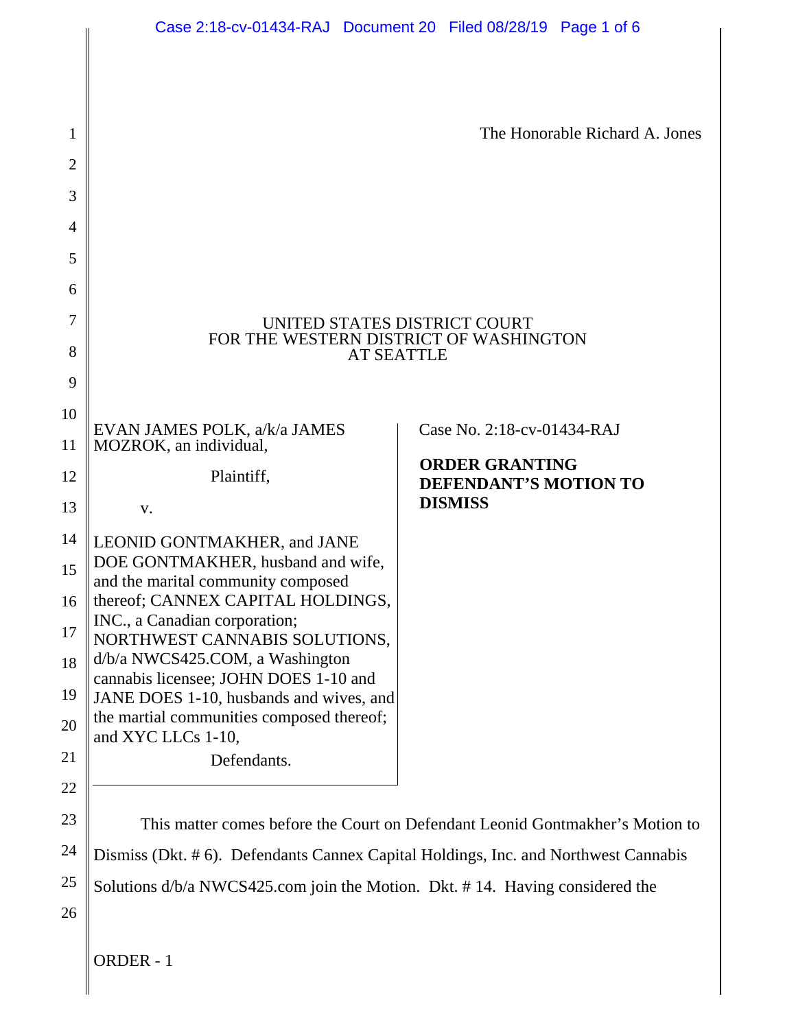The Honorable Richard A. Jones

UNITED STATES DISTRICT COURT
FOR THE WESTERN DISTRICT OF WASHINGTON
AT SEATTLE

EVAN JAMES POLK, a/k/a JAMES MOZROK, an individual,

Plaintiff,

v.

LEONID GONTMAKHER, and JANE DOE GONTMAKHER, husband and wife, and the marital community composed thereof; CANNEX CAPITAL HOLDINGS, INC., a Canadian corporation; NORTHWEST CANNABIS SOLUTIONS, d/b/a NWCS425.COM, a Washington cannabis licensee; JOHN DOES 1-10 and JANE DOES 1-10, husbands and wives, and the martial communities composed thereof; and XYC LLCs 1-10,

Defendants.

Case No. 2:18-cv-01434-RAJ

**ORDER GRANTING DEFENDANT'S MOTION TO DISMISS**

This matter comes before the Court on Defendant Leonid Gontmakher's Motion to Dismiss (Dkt. # 6). Defendants Cannex Capital Holdings, Inc. and Northwest Cannabis Solutions d/b/a NWCS425.com join the Motion. Dkt. # 14. Having considered the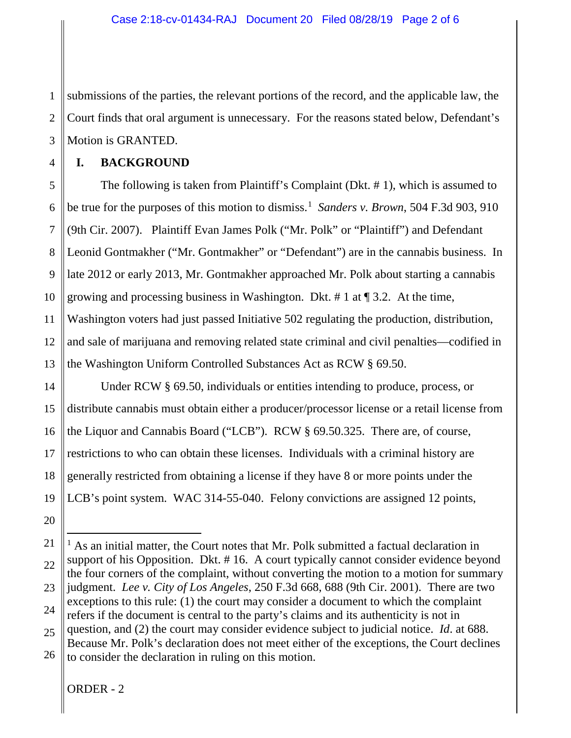submissions of the parties, the relevant portions of the record, and the applicable law, the Court finds that oral argument is unnecessary. For the reasons stated below, Defendant's Motion is GRANTED.

## I. BACKGROUND

The following is taken from Plaintiff's Complaint (Dkt. # 1), which is assumed to be true for the purposes of this motion to dismiss.[1] *Sanders v. Brown*, 504 F.3d 903, 910 (9th Cir. 2007). Plaintiff Evan James Polk ("Mr. Polk" or "Plaintiff") and Defendant Leonid Gontmakher ("Mr. Gontmakher" or "Defendant") are in the cannabis business. In late 2012 or early 2013, Mr. Gontmakher approached Mr. Polk about starting a cannabis growing and processing business in Washington. Dkt. # 1 at ¶ 3.2. At the time, Washington voters had just passed Initiative 502 regulating the production, distribution, and sale of marijuana and removing related state criminal and civil penalties—codified in the Washington Uniform Controlled Substances Act as RCW § 69.50.

Under RCW § 69.50, individuals or entities intending to produce, process, or distribute cannabis must obtain either a producer/processor license or a retail license from the Liquor and Cannabis Board ("LCB"). RCW § 69.50.325. There are, of course, restrictions to who can obtain these licenses. Individuals with a criminal history are generally restricted from obtaining a license if they have 8 or more points under the LCB's point system. WAC 314-55-040. Felony convictions are assigned 12 points,

---

[1] As an initial matter, the Court notes that Mr. Polk submitted a factual declaration in support of his Opposition. Dkt. # 16. A court typically cannot consider evidence beyond the four corners of the complaint, without converting the motion to a motion for summary judgment. *Lee v. City of Los Angeles*, 250 F.3d 668, 688 (9th Cir. 2001). There are two exceptions to this rule: (1) the court may consider a document to which the complaint refers if the document is central to the party's claims and its authenticity is not in question, and (2) the court may consider evidence subject to judicial notice. *Id*. at 688. Because Mr. Polk's declaration does not meet either of the exceptions, the Court declines to consider the declaration in ruling on this motion.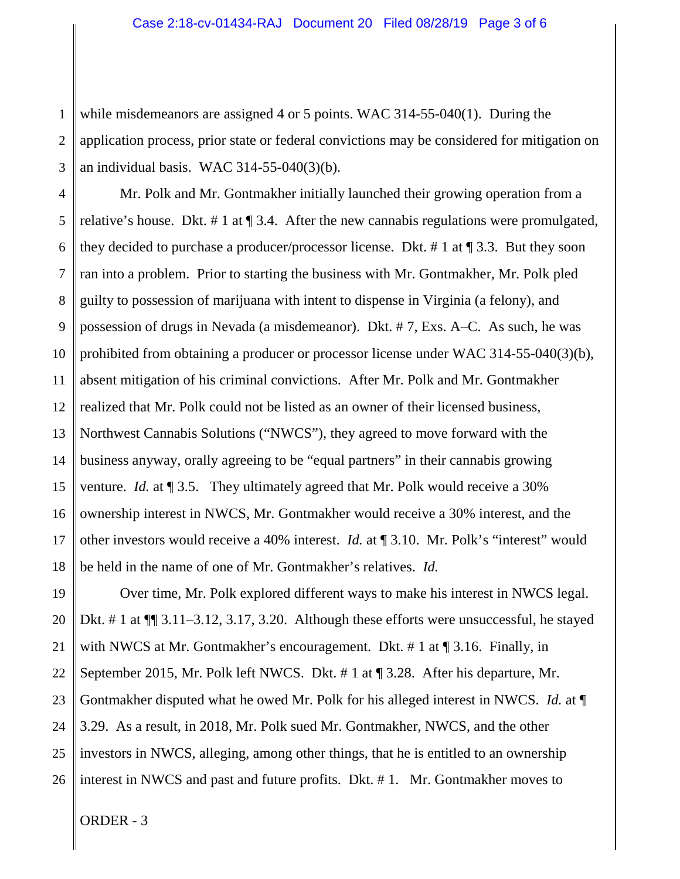while misdemeanors are assigned 4 or 5 points. WAC 314-55-040(1). During the application process, prior state or federal convictions may be considered for mitigation on an individual basis. WAC 314-55-040(3)(b).

Mr. Polk and Mr. Gontmakher initially launched their growing operation from a relative's house. Dkt. # 1 at ¶ 3.4. After the new cannabis regulations were promulgated, they decided to purchase a producer/processor license. Dkt. # 1 at ¶ 3.3. But they soon ran into a problem. Prior to starting the business with Mr. Gontmakher, Mr. Polk pled guilty to possession of marijuana with intent to dispense in Virginia (a felony), and possession of drugs in Nevada (a misdemeanor). Dkt. # 7, Exs. A–C. As such, he was prohibited from obtaining a producer or processor license under WAC 314-55-040(3)(b), absent mitigation of his criminal convictions. After Mr. Polk and Mr. Gontmakher realized that Mr. Polk could not be listed as an owner of their licensed business, Northwest Cannabis Solutions ("NWCS"), they agreed to move forward with the business anyway, orally agreeing to be "equal partners" in their cannabis growing venture. *Id.* at ¶ 3.5. They ultimately agreed that Mr. Polk would receive a 30% ownership interest in NWCS, Mr. Gontmakher would receive a 30% interest, and the other investors would receive a 40% interest. *Id.* at ¶ 3.10. Mr. Polk's "interest" would be held in the name of one of Mr. Gontmakher's relatives. *Id.*

Over time, Mr. Polk explored different ways to make his interest in NWCS legal. Dkt. # 1 at ¶¶ 3.11–3.12, 3.17, 3.20. Although these efforts were unsuccessful, he stayed with NWCS at Mr. Gontmakher's encouragement. Dkt. # 1 at ¶ 3.16. Finally, in September 2015, Mr. Polk left NWCS. Dkt. # 1 at ¶ 3.28. After his departure, Mr. Gontmakher disputed what he owed Mr. Polk for his alleged interest in NWCS. *Id.* at ¶ 3.29. As a result, in 2018, Mr. Polk sued Mr. Gontmakher, NWCS, and the other investors in NWCS, alleging, among other things, that he is entitled to an ownership interest in NWCS and past and future profits. Dkt. # 1. Mr. Gontmakher moves to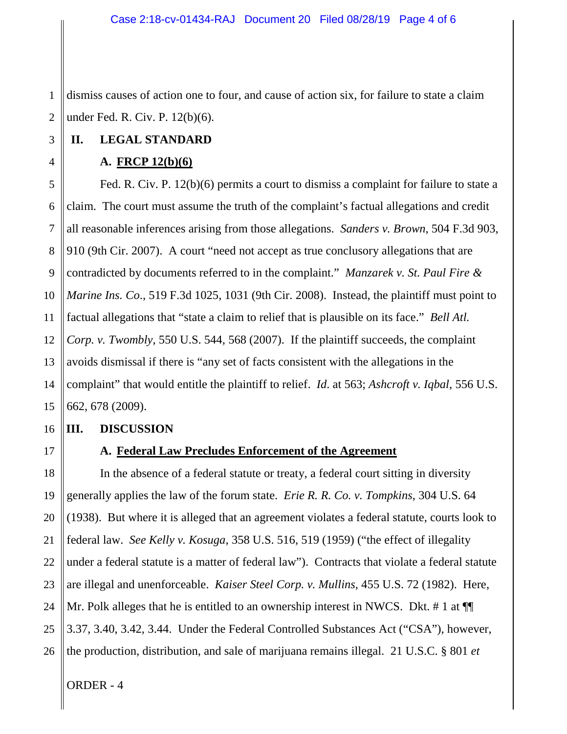dismiss causes of action one to four, and cause of action six, for failure to state a claim under Fed. R. Civ. P. 12(b)(6).

## II. LEGAL STANDARD

### A. FRCP 12(b)(6)

Fed. R. Civ. P. 12(b)(6) permits a court to dismiss a complaint for failure to state a claim. The court must assume the truth of the complaint's factual allegations and credit all reasonable inferences arising from those allegations. *Sanders v. Brown*, 504 F.3d 903, 910 (9th Cir. 2007). A court "need not accept as true conclusory allegations that are contradicted by documents referred to in the complaint." *Manzarek v. St. Paul Fire & Marine Ins. Co.*, 519 F.3d 1025, 1031 (9th Cir. 2008). Instead, the plaintiff must point to factual allegations that "state a claim to relief that is plausible on its face." *Bell Atl. Corp. v. Twombly*, 550 U.S. 544, 568 (2007). If the plaintiff succeeds, the complaint avoids dismissal if there is "any set of facts consistent with the allegations in the complaint" that would entitle the plaintiff to relief. *Id*. at 563; *Ashcroft v. Iqbal*, 556 U.S. 662, 678 (2009).

## III. DISCUSSION

### A. Federal Law Precludes Enforcement of the Agreement

In the absence of a federal statute or treaty, a federal court sitting in diversity generally applies the law of the forum state. *Erie R. R. Co. v. Tompkins*, 304 U.S. 64 (1938). But where it is alleged that an agreement violates a federal statute, courts look to federal law. *See Kelly v. Kosuga*, 358 U.S. 516, 519 (1959) ("the effect of illegality under a federal statute is a matter of federal law"). Contracts that violate a federal statute are illegal and unenforceable. *Kaiser Steel Corp. v. Mullins*, 455 U.S. 72 (1982). Here, Mr. Polk alleges that he is entitled to an ownership interest in NWCS. Dkt. # 1 at ¶¶ 3.37, 3.40, 3.42, 3.44. Under the Federal Controlled Substances Act ("CSA"), however, the production, distribution, and sale of marijuana remains illegal. 21 U.S.C. § 801 *et*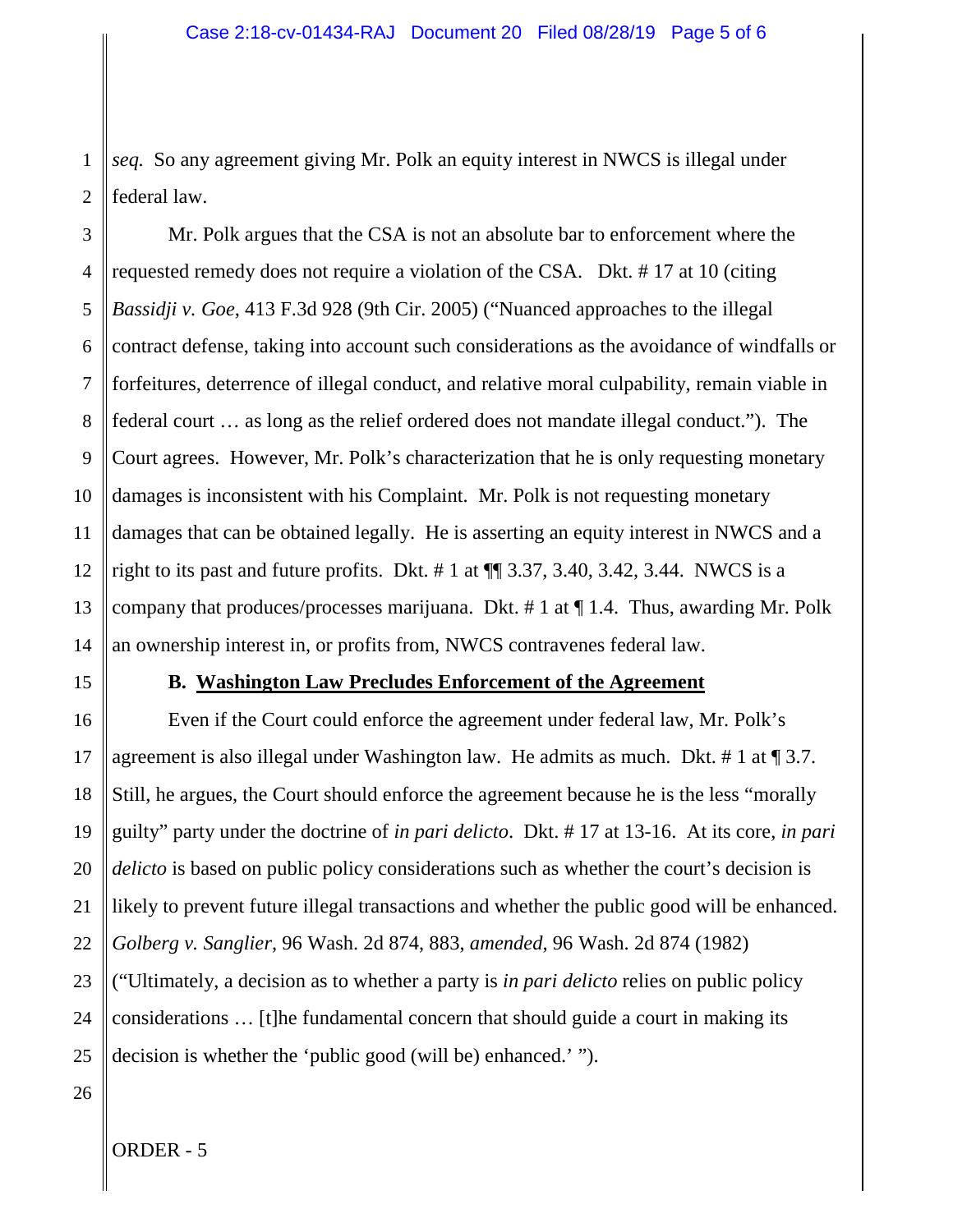*seq.* So any agreement giving Mr. Polk an equity interest in NWCS is illegal under federal law.

Mr. Polk argues that the CSA is not an absolute bar to enforcement where the requested remedy does not require a violation of the CSA. Dkt. # 17 at 10 (citing *Bassidji v. Goe*, 413 F.3d 928 (9th Cir. 2005) ("Nuanced approaches to the illegal contract defense, taking into account such considerations as the avoidance of windfalls or forfeitures, deterrence of illegal conduct, and relative moral culpability, remain viable in federal court … as long as the relief ordered does not mandate illegal conduct."). The Court agrees. However, Mr. Polk's characterization that he is only requesting monetary damages is inconsistent with his Complaint. Mr. Polk is not requesting monetary damages that can be obtained legally. He is asserting an equity interest in NWCS and a right to its past and future profits. Dkt. # 1 at ¶¶ 3.37, 3.40, 3.42, 3.44. NWCS is a company that produces/processes marijuana. Dkt. # 1 at ¶ 1.4. Thus, awarding Mr. Polk an ownership interest in, or profits from, NWCS contravenes federal law.

**B. <u>Washington Law Precludes Enforcement of the Agreement</u>**

Even if the Court could enforce the agreement under federal law, Mr. Polk's agreement is also illegal under Washington law. He admits as much. Dkt. # 1 at ¶ 3.7. Still, he argues, the Court should enforce the agreement because he is the less "morally guilty" party under the doctrine of *in pari delicto*. Dkt. # 17 at 13-16. At its core, *in pari delicto* is based on public policy considerations such as whether the court's decision is likely to prevent future illegal transactions and whether the public good will be enhanced. *Golberg v. Sanglier*, 96 Wash. 2d 874, 883, *amended*, 96 Wash. 2d 874 (1982) ("Ultimately, a decision as to whether a party is *in pari delicto* relies on public policy considerations … [t]he fundamental concern that should guide a court in making its decision is whether the 'public good (will be) enhanced.' ").

ORDER - 5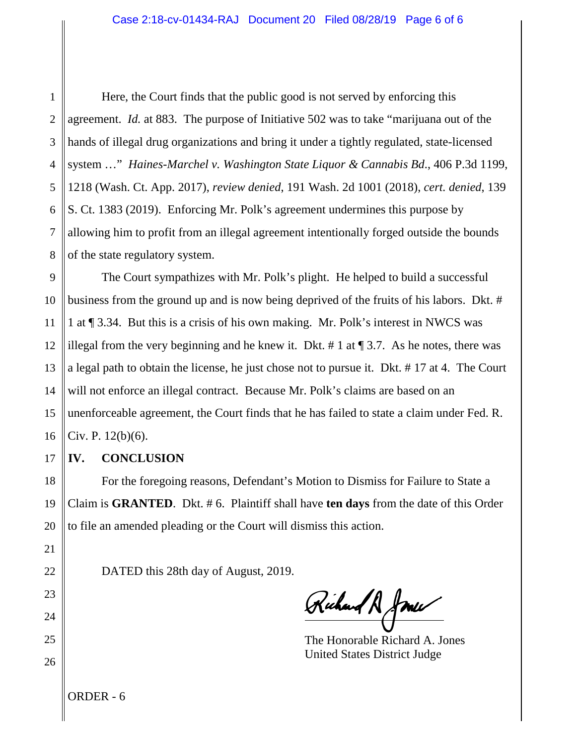Here, the Court finds that the public good is not served by enforcing this agreement. *Id.* at 883. The purpose of Initiative 502 was to take "marijuana out of the hands of illegal drug organizations and bring it under a tightly regulated, state-licensed system …" *Haines-Marchel v. Washington State Liquor & Cannabis Bd.*, 406 P.3d 1199, 1218 (Wash. Ct. App. 2017), *review denied*, 191 Wash. 2d 1001 (2018), *cert. denied*, 139 S. Ct. 1383 (2019). Enforcing Mr. Polk's agreement undermines this purpose by allowing him to profit from an illegal agreement intentionally forged outside the bounds of the state regulatory system.

The Court sympathizes with Mr. Polk's plight. He helped to build a successful business from the ground up and is now being deprived of the fruits of his labors. Dkt. # 1 at ¶ 3.34. But this is a crisis of his own making. Mr. Polk's interest in NWCS was illegal from the very beginning and he knew it. Dkt. # 1 at ¶ 3.7. As he notes, there was a legal path to obtain the license, he just chose not to pursue it. Dkt. # 17 at 4. The Court will not enforce an illegal contract. Because Mr. Polk's claims are based on an unenforceable agreement, the Court finds that he has failed to state a claim under Fed. R. Civ. P. 12(b)(6).

## IV. CONCLUSION

For the foregoing reasons, Defendant's Motion to Dismiss for Failure to State a Claim is **GRANTED**. Dkt. # 6. Plaintiff shall have **ten days** from the date of this Order to file an amended pleading or the Court will dismiss this action.

DATED this 28th day of August, 2019.

The Honorable Richard A. Jones
United States District Judge